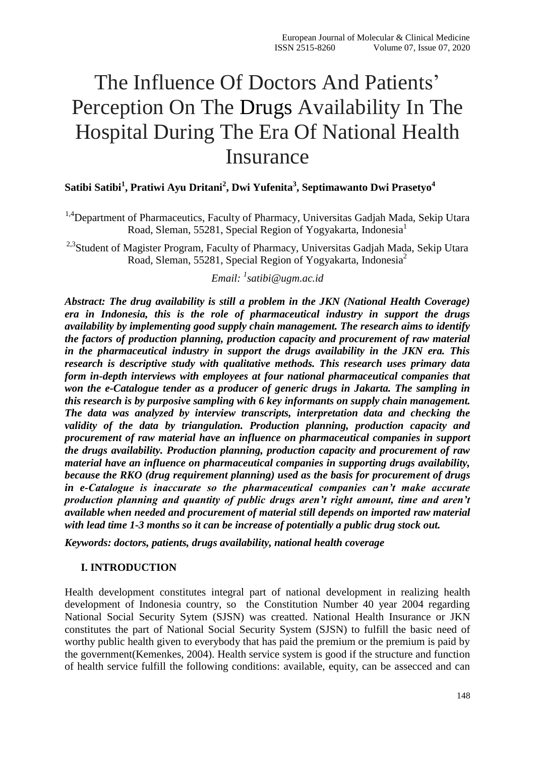# The Influence Of Doctors And Patients' Perception On The Drugs Availability In The Hospital During The Era Of National Health Insurance

**Satibi Satibi[1], Pratiwi Ayu Dritani[2], Dwi Yufenita[3], Septimawanto Dwi Prasetyo[4]**

[1,4]Department of Pharmaceutics, Faculty of Pharmacy, Universitas Gadjah Mada, Sekip Utara Road, Sleman, 55281, Special Region of Yogyakarta, Indonesia[1]

[2,3]Student of Magister Program, Faculty of Pharmacy, Universitas Gadjah Mada, Sekip Utara Road, Sleman, 55281, Special Region of Yogyakarta, Indonesia[2]

*Email: [1]satibi@ugm.ac.id*

***Abstract: The drug availability is still a problem in the JKN (National Health Coverage) era in Indonesia, this is the role of pharmaceutical industry in support the drugs availability by implementing good supply chain management. The research aims to identify the factors of production planning, production capacity and procurement of raw material in the pharmaceutical industry in support the drugs availability in the JKN era. This research is descriptive study with qualitative methods. This research uses primary data form in-depth interviews with employees at four national pharmaceutical companies that won the e-Catalogue tender as a producer of generic drugs in Jakarta. The sampling in this research is by purposive sampling with 6 key informants on supply chain management. The data was analyzed by interview transcripts, interpretation data and checking the validity of the data by triangulation. Production planning, production capacity and procurement of raw material have an influence on pharmaceutical companies in support the drugs availability. Production planning, production capacity and procurement of raw material have an influence on pharmaceutical companies in supporting drugs availability, because the RKO (drug requirement planning) used as the basis for procurement of drugs in e-Catalogue is inaccurate so the pharmaceutical companies can't make accurate production planning and quantity of public drugs aren't right amount, time and aren't available when needed and procurement of material still depends on imported raw material with lead time 1-3 months so it can be increase of potentially a public drug stock out.***

***Keywords: doctors, patients, drugs availability, national health coverage***

## I. INTRODUCTION

Health development constitutes integral part of national development in realizing health development of Indonesia country, so the Constitution Number 40 year 2004 regarding National Social Security Sytem (SJSN) was creatted. National Health Insurance or JKN constitutes the part of National Social Security System (SJSN) to fulfill the basic need of worthy public health given to everybody that has paid the premium or the premium is paid by the government(Kemenkes, 2004). Health service system is good if the structure and function of health service fulfill the following conditions: available, equity, can be assecced and can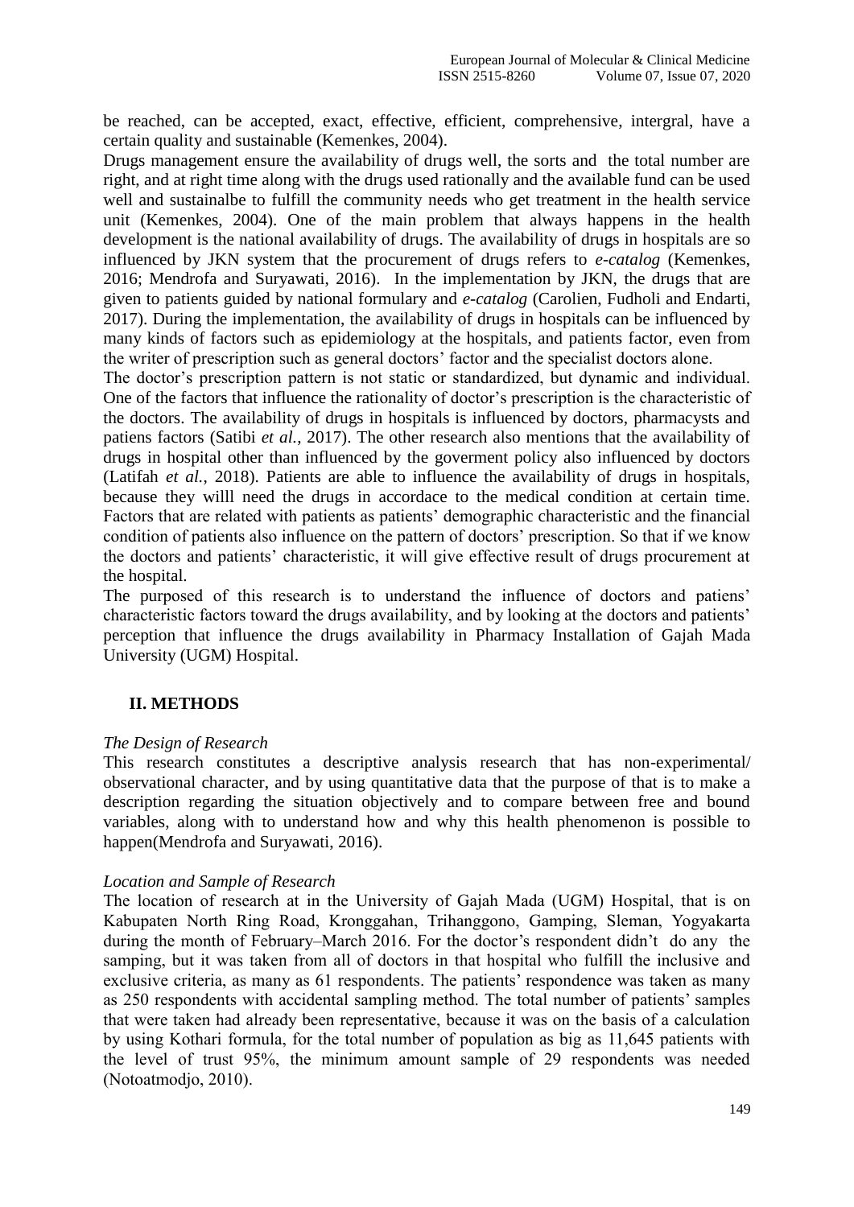be reached, can be accepted, exact, effective, efficient, comprehensive, intergral, have a certain quality and sustainable (Kemenkes, 2004).

Drugs management ensure the availability of drugs well, the sorts and the total number are right, and at right time along with the drugs used rationally and the available fund can be used well and sustainalbe to fulfill the community needs who get treatment in the health service unit (Kemenkes, 2004). One of the main problem that always happens in the health development is the national availability of drugs. The availability of drugs in hospitals are so influenced by JKN system that the procurement of drugs refers to *e-catalog* (Kemenkes, 2016; Mendrofa and Suryawati, 2016). In the implementation by JKN, the drugs that are given to patients guided by national formulary and *e-catalog* (Carolien, Fudholi and Endarti, 2017). During the implementation, the availability of drugs in hospitals can be influenced by many kinds of factors such as epidemiology at the hospitals, and patients factor, even from the writer of prescription such as general doctors' factor and the specialist doctors alone.

The doctor's prescription pattern is not static or standardized, but dynamic and individual. One of the factors that influence the rationality of doctor's prescription is the characteristic of the doctors. The availability of drugs in hospitals is influenced by doctors, pharmacysts and patiens factors (Satibi *et al.*, 2017). The other research also mentions that the availability of drugs in hospital other than influenced by the goverment policy also influenced by doctors (Latifah *et al.*, 2018). Patients are able to influence the availability of drugs in hospitals, because they willl need the drugs in accordace to the medical condition at certain time. Factors that are related with patients as patients' demographic characteristic and the financial condition of patients also influence on the pattern of doctors' prescription. So that if we know the doctors and patients' characteristic, it will give effective result of drugs procurement at the hospital.

The purposed of this research is to understand the influence of doctors and patiens' characteristic factors toward the drugs availability, and by looking at the doctors and patients' perception that influence the drugs availability in Pharmacy Installation of Gajah Mada University (UGM) Hospital.

## II. METHODS

*The Design of Research*

This research constitutes a descriptive analysis research that has non-experimental/ observational character, and by using quantitative data that the purpose of that is to make a description regarding the situation objectively and to compare between free and bound variables, along with to understand how and why this health phenomenon is possible to happen(Mendrofa and Suryawati, 2016).

*Location and Sample of Research*

The location of research at in the University of Gajah Mada (UGM) Hospital, that is on Kabupaten North Ring Road, Kronggahan, Trihanggono, Gamping, Sleman, Yogyakarta during the month of February–March 2016. For the doctor's respondent didn't do any the samping, but it was taken from all of doctors in that hospital who fulfill the inclusive and exclusive criteria, as many as 61 respondents. The patients' respondence was taken as many as 250 respondents with accidental sampling method. The total number of patients' samples that were taken had already been representative, because it was on the basis of a calculation by using Kothari formula, for the total number of population as big as 11,645 patients with the level of trust 95%, the minimum amount sample of 29 respondents was needed (Notoatmodjo, 2010).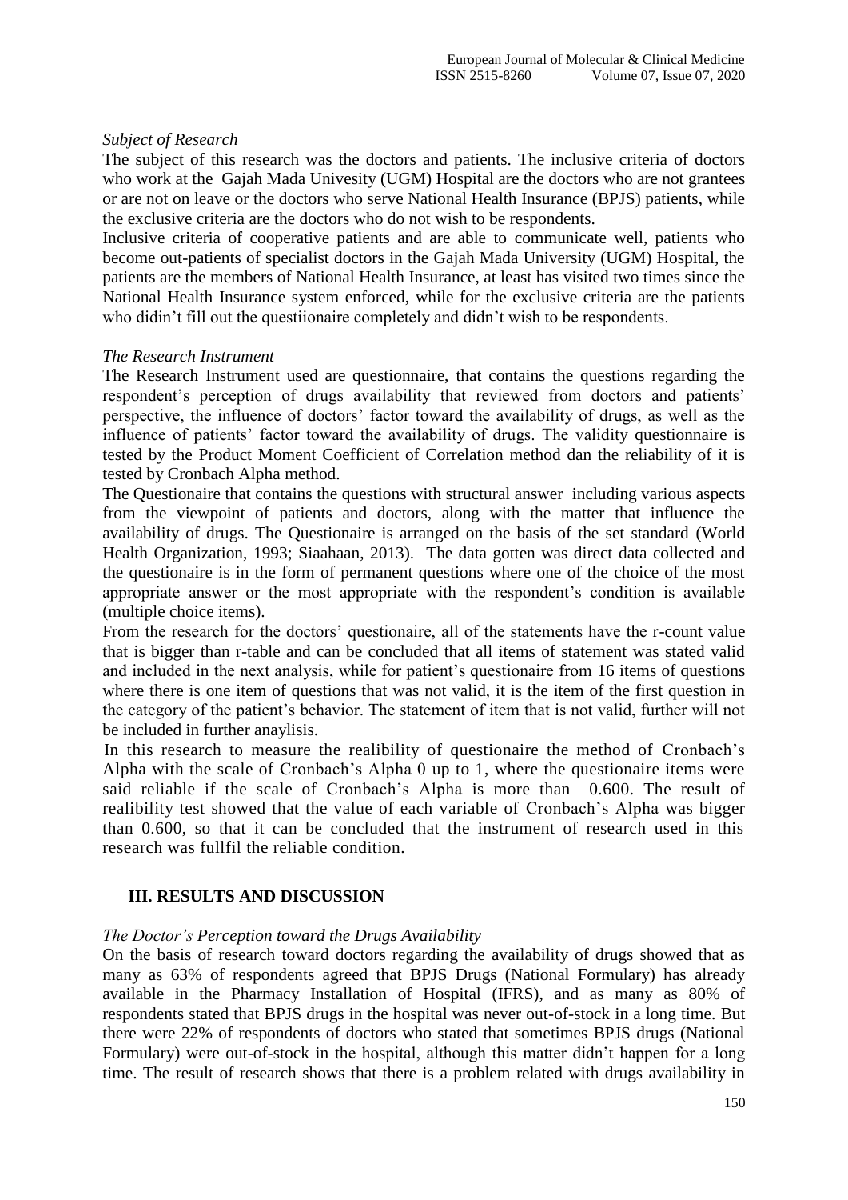*Subject of Research*

The subject of this research was the doctors and patients. The inclusive criteria of doctors who work at the Gajah Mada Univesity (UGM) Hospital are the doctors who are not grantees or are not on leave or the doctors who serve National Health Insurance (BPJS) patients, while the exclusive criteria are the doctors who do not wish to be respondents.

Inclusive criteria of cooperative patients and are able to communicate well, patients who become out-patients of specialist doctors in the Gajah Mada University (UGM) Hospital, the patients are the members of National Health Insurance, at least has visited two times since the National Health Insurance system enforced, while for the exclusive criteria are the patients who didin't fill out the questiionaire completely and didn't wish to be respondents.

*The Research Instrument*

The Research Instrument used are questionnaire, that contains the questions regarding the respondent's perception of drugs availability that reviewed from doctors and patients' perspective, the influence of doctors' factor toward the availability of drugs, as well as the influence of patients' factor toward the availability of drugs. The validity questionnaire is tested by the Product Moment Coefficient of Correlation method dan the reliability of it is tested by Cronbach Alpha method.

The Questionaire that contains the questions with structural answer including various aspects from the viewpoint of patients and doctors, along with the matter that influence the availability of drugs. The Questionaire is arranged on the basis of the set standard (World Health Organization, 1993; Siaahaan, 2013). The data gotten was direct data collected and the questionaire is in the form of permanent questions where one of the choice of the most appropriate answer or the most appropriate with the respondent's condition is available (multiple choice items).

From the research for the doctors' questionaire, all of the statements have the r-count value that is bigger than r-table and can be concluded that all items of statement was stated valid and included in the next analysis, while for patient's questionaire from 16 items of questions where there is one item of questions that was not valid, it is the item of the first question in the category of the patient's behavior. The statement of item that is not valid, further will not be included in further anaylisis.

In this research to measure the realibility of questionaire the method of Cronbach's Alpha with the scale of Cronbach's Alpha 0 up to 1, where the questionaire items were said reliable if the scale of Cronbach's Alpha is more than 0.600. The result of realibility test showed that the value of each variable of Cronbach's Alpha was bigger than 0.600, so that it can be concluded that the instrument of research used in this research was fullfil the reliable condition.

## III. RESULTS AND DISCUSSION

*The Doctor's Perception toward the Drugs Availability*

On the basis of research toward doctors regarding the availability of drugs showed that as many as 63% of respondents agreed that BPJS Drugs (National Formulary) has already available in the Pharmacy Installation of Hospital (IFRS), and as many as 80% of respondents stated that BPJS drugs in the hospital was never out-of-stock in a long time. But there were 22% of respondents of doctors who stated that sometimes BPJS drugs (National Formulary) were out-of-stock in the hospital, although this matter didn't happen for a long time. The result of research shows that there is a problem related with drugs availability in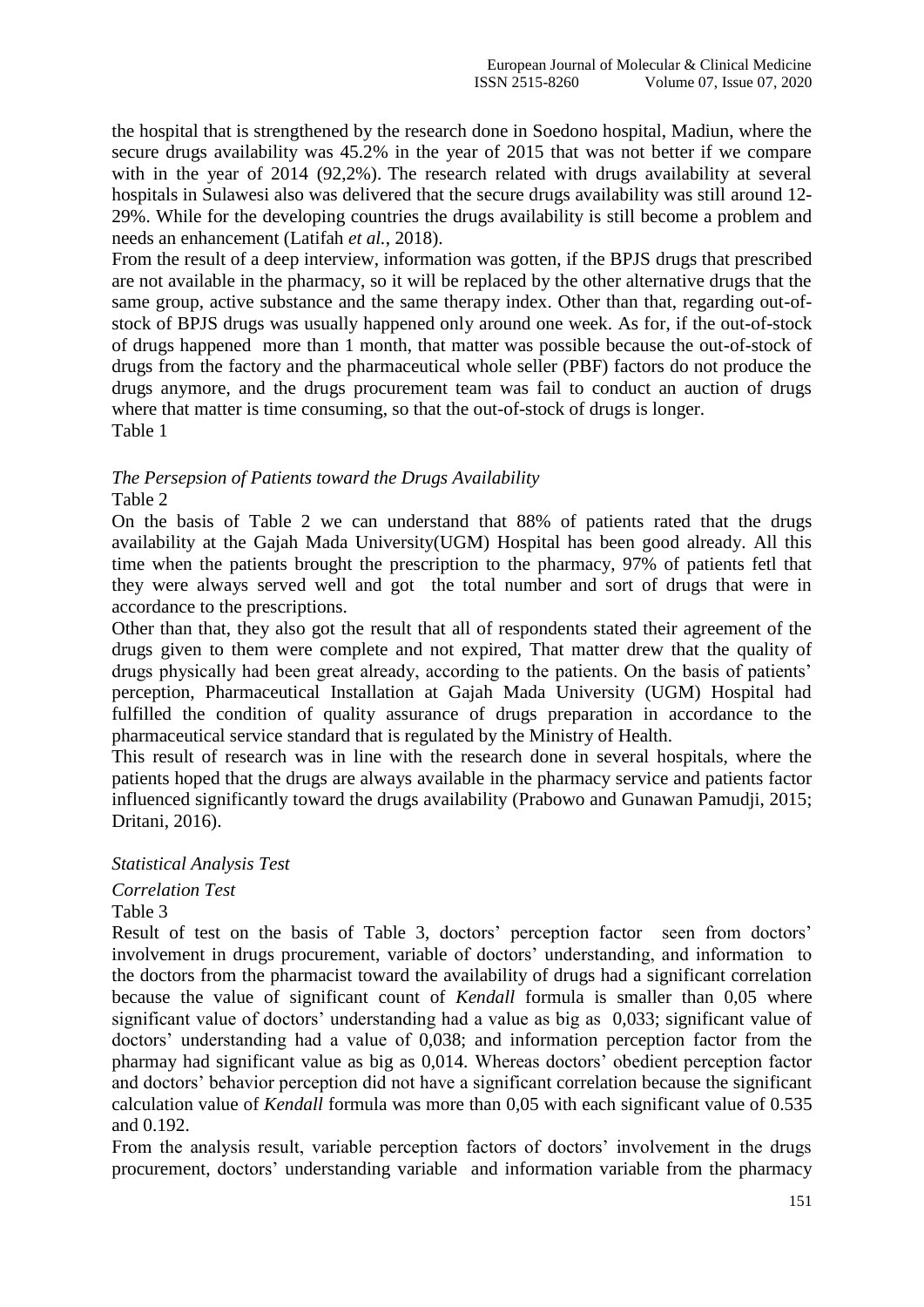the hospital that is strengthened by the research done in Soedono hospital, Madiun, where the secure drugs availability was 45.2% in the year of 2015 that was not better if we compare with in the year of 2014 (92,2%). The research related with drugs availability at several hospitals in Sulawesi also was delivered that the secure drugs availability was still around 12-29%. While for the developing countries the drugs availability is still become a problem and needs an enhancement (Latifah *et al.*, 2018).

From the result of a deep interview, information was gotten, if the BPJS drugs that prescribed are not available in the pharmacy, so it will be replaced by the other alternative drugs that the same group, active substance and the same therapy index. Other than that, regarding out-of-stock of BPJS drugs was usually happened only around one week. As for, if the out-of-stock of drugs happened more than 1 month, that matter was possible because the out-of-stock of drugs from the factory and the pharmaceutical whole seller (PBF) factors do not produce the drugs anymore, and the drugs procurement team was fail to conduct an auction of drugs where that matter is time consuming, so that the out-of-stock of drugs is longer.

Table 1

*The Persepsion of Patients toward the Drugs Availability*

Table 2

On the basis of Table 2 we can understand that 88% of patients rated that the drugs availability at the Gajah Mada University(UGM) Hospital has been good already. All this time when the patients brought the prescription to the pharmacy, 97% of patients fetl that they were always served well and got the total number and sort of drugs that were in accordance to the prescriptions.

Other than that, they also got the result that all of respondents stated their agreement of the drugs given to them were complete and not expired, That matter drew that the quality of drugs physically had been great already, according to the patients. On the basis of patients' perception, Pharmaceutical Installation at Gajah Mada University (UGM) Hospital had fulfilled the condition of quality assurance of drugs preparation in accordance to the pharmaceutical service standard that is regulated by the Ministry of Health.

This result of research was in line with the research done in several hospitals, where the patients hoped that the drugs are always available in the pharmacy service and patients factor influenced significantly toward the drugs availability (Prabowo and Gunawan Pamudji, 2015; Dritani, 2016).

*Statistical Analysis Test*

*Correlation Test*

Table 3

Result of test on the basis of Table 3, doctors' perception factor seen from doctors' involvement in drugs procurement, variable of doctors' understanding, and information to the doctors from the pharmacist toward the availability of drugs had a significant correlation because the value of significant count of *Kendall* formula is smaller than 0,05 where significant value of doctors' understanding had a value as big as 0,033; significant value of doctors' understanding had a value of 0,038; and information perception factor from the pharmay had significant value as big as 0,014. Whereas doctors' obedient perception factor and doctors' behavior perception did not have a significant correlation because the significant calculation value of *Kendall* formula was more than 0,05 with each significant value of 0.535 and 0.192.

From the analysis result, variable perception factors of doctors' involvement in the drugs procurement, doctors' understanding variable and information variable from the pharmacy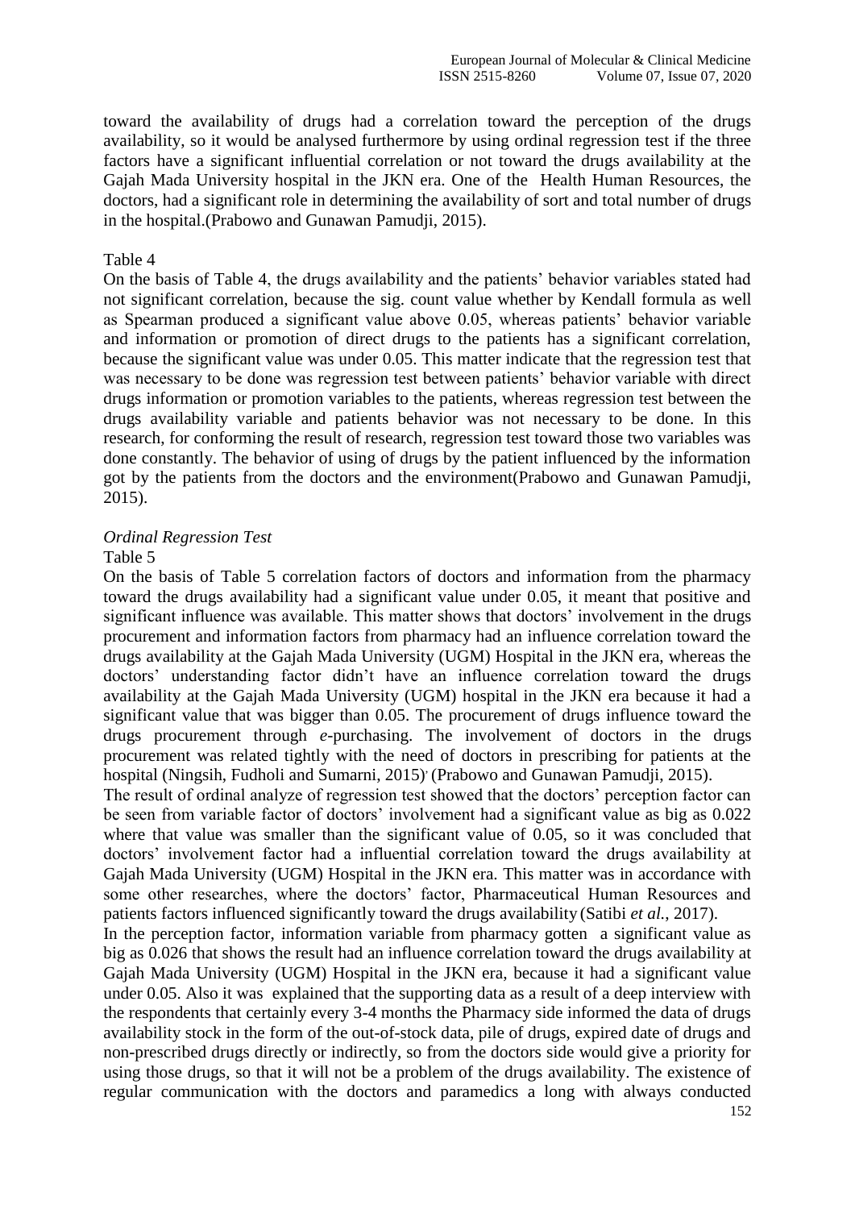toward the availability of drugs had a correlation toward the perception of the drugs availability, so it would be analysed furthermore by using ordinal regression test if the three factors have a significant influential correlation or not toward the drugs availability at the Gajah Mada University hospital in the JKN era. One of the Health Human Resources, the doctors, had a significant role in determining the availability of sort and total number of drugs in the hospital.(Prabowo and Gunawan Pamudji, 2015).

Table 4

On the basis of Table 4, the drugs availability and the patients' behavior variables stated had not significant correlation, because the sig. count value whether by Kendall formula as well as Spearman produced a significant value above 0.05, whereas patients' behavior variable and information or promotion of direct drugs to the patients has a significant correlation, because the significant value was under 0.05. This matter indicate that the regression test that was necessary to be done was regression test between patients' behavior variable with direct drugs information or promotion variables to the patients, whereas regression test between the drugs availability variable and patients behavior was not necessary to be done. In this research, for conforming the result of research, regression test toward those two variables was done constantly. The behavior of using of drugs by the patient influenced by the information got by the patients from the doctors and the environment(Prabowo and Gunawan Pamudji, 2015).

*Ordinal Regression Test*

Table 5

On the basis of Table 5 correlation factors of doctors and information from the pharmacy toward the drugs availability had a significant value under 0.05, it meant that positive and significant influence was available. This matter shows that doctors' involvement in the drugs procurement and information factors from pharmacy had an influence correlation toward the drugs availability at the Gajah Mada University (UGM) Hospital in the JKN era, whereas the doctors' understanding factor didn't have an influence correlation toward the drugs availability at the Gajah Mada University (UGM) hospital in the JKN era because it had a significant value that was bigger than 0.05. The procurement of drugs influence toward the drugs procurement through *e*-purchasing. The involvement of doctors in the drugs procurement was related tightly with the need of doctors in prescribing for patients at the hospital (Ningsih, Fudholi and Sumarni, 2015), (Prabowo and Gunawan Pamudji, 2015).

The result of ordinal analyze of regression test showed that the doctors' perception factor can be seen from variable factor of doctors' involvement had a significant value as big as 0.022 where that value was smaller than the significant value of 0.05, so it was concluded that doctors' involvement factor had a influential correlation toward the drugs availability at Gajah Mada University (UGM) Hospital in the JKN era. This matter was in accordance with some other researches, where the doctors' factor, Pharmaceutical Human Resources and patients factors influenced significantly toward the drugs availability (Satibi *et al.*, 2017).

In the perception factor, information variable from pharmacy gotten a significant value as big as 0.026 that shows the result had an influence correlation toward the drugs availability at Gajah Mada University (UGM) Hospital in the JKN era, because it had a significant value under 0.05. Also it was explained that the supporting data as a result of a deep interview with the respondents that certainly every 3-4 months the Pharmacy side informed the data of drugs availability stock in the form of the out-of-stock data, pile of drugs, expired date of drugs and non-prescribed drugs directly or indirectly, so from the doctors side would give a priority for using those drugs, so that it will not be a problem of the drugs availability. The existence of regular communication with the doctors and paramedics a long with always conducted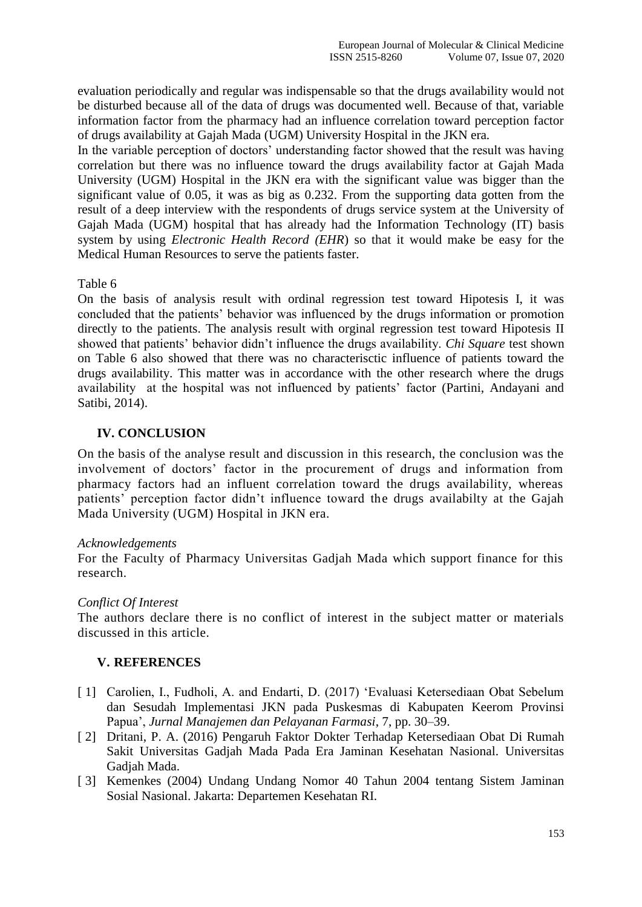evaluation periodically and regular was indispensable so that the drugs availability would not be disturbed because all of the data of drugs was documented well. Because of that, variable information factor from the pharmacy had an influence correlation toward perception factor of drugs availability at Gajah Mada (UGM) University Hospital in the JKN era.

In the variable perception of doctors' understanding factor showed that the result was having correlation but there was no influence toward the drugs availability factor at Gajah Mada University (UGM) Hospital in the JKN era with the significant value was bigger than the significant value of 0.05, it was as big as 0.232. From the supporting data gotten from the result of a deep interview with the respondents of drugs service system at the University of Gajah Mada (UGM) hospital that has already had the Information Technology (IT) basis system by using *Electronic Health Record (EHR*) so that it would make be easy for the Medical Human Resources to serve the patients faster.

Table 6

On the basis of analysis result with ordinal regression test toward Hipotesis I, it was concluded that the patients' behavior was influenced by the drugs information or promotion directly to the patients. The analysis result with orginal regression test toward Hipotesis II showed that patients' behavior didn't influence the drugs availability. *Chi Square* test shown on Table 6 also showed that there was no characterisctic influence of patients toward the drugs availability. This matter was in accordance with the other research where the drugs availability at the hospital was not influenced by patients' factor (Partini, Andayani and Satibi, 2014).

## IV. CONCLUSION

On the basis of the analyse result and discussion in this research, the conclusion was the involvement of doctors' factor in the procurement of drugs and information from pharmacy factors had an influent correlation toward the drugs availability, whereas patients' perception factor didn't influence toward the drugs availabilty at the Gajah Mada University (UGM) Hospital in JKN era.

*Acknowledgements*

For the Faculty of Pharmacy Universitas Gadjah Mada which support finance for this research.

*Conflict Of Interest*

The authors declare there is no conflict of interest in the subject matter or materials discussed in this article.

## V. REFERENCES

[ 1] Carolien, I., Fudholi, A. and Endarti, D. (2017) 'Evaluasi Ketersediaan Obat Sebelum dan Sesudah Implementasi JKN pada Puskesmas di Kabupaten Keerom Provinsi Papua', *Jurnal Manajemen dan Pelayanan Farmasi*, 7, pp. 30–39.

[ 2] Dritani, P. A. (2016) Pengaruh Faktor Dokter Terhadap Ketersediaan Obat Di Rumah Sakit Universitas Gadjah Mada Pada Era Jaminan Kesehatan Nasional. Universitas Gadjah Mada.

[ 3] Kemenkes (2004) Undang Undang Nomor 40 Tahun 2004 tentang Sistem Jaminan Sosial Nasional. Jakarta: Departemen Kesehatan RI.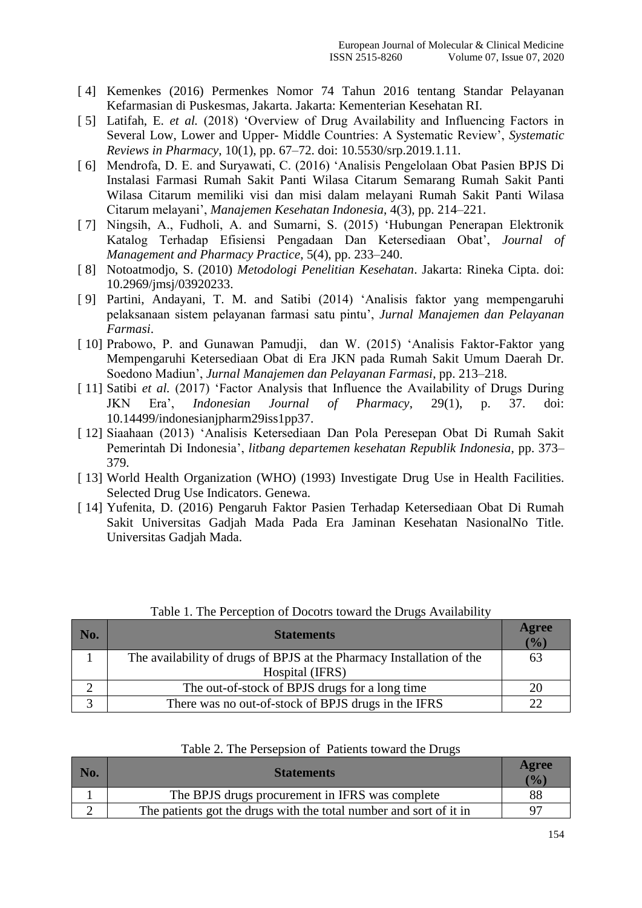[ 4] Kemenkes (2016) Permenkes Nomor 74 Tahun 2016 tentang Standar Pelayanan Kefarmasian di Puskesmas, Jakarta. Jakarta: Kementerian Kesehatan RI.

[ 5] Latifah, E. *et al.* (2018) 'Overview of Drug Availability and Influencing Factors in Several Low, Lower and Upper- Middle Countries: A Systematic Review', *Systematic Reviews in Pharmacy*, 10(1), pp. 67–72. doi: 10.5530/srp.2019.1.11.

[ 6] Mendrofa, D. E. and Suryawati, C. (2016) 'Analisis Pengelolaan Obat Pasien BPJS Di Instalasi Farmasi Rumah Sakit Panti Wilasa Citarum Semarang Rumah Sakit Panti Wilasa Citarum memiliki visi dan misi dalam melayani Rumah Sakit Panti Wilasa Citarum melayani', *Manajemen Kesehatan Indonesia*, 4(3), pp. 214–221.

[ 7] Ningsih, A., Fudholi, A. and Sumarni, S. (2015) 'Hubungan Penerapan Elektronik Katalog Terhadap Efisiensi Pengadaan Dan Ketersediaan Obat', *Journal of Management and Pharmacy Practice*, 5(4), pp. 233–240.

[ 8] Notoatmodjo, S. (2010) *Metodologi Penelitian Kesehatan*. Jakarta: Rineka Cipta. doi: 10.2969/jmsj/03920233.

[ 9] Partini, Andayani, T. M. and Satibi (2014) 'Analisis faktor yang mempengaruhi pelaksanaan sistem pelayanan farmasi satu pintu', *Jurnal Manajemen dan Pelayanan Farmasi*.

[ 10] Prabowo, P. and Gunawan Pamudji, dan W. (2015) 'Analisis Faktor-Faktor yang Mempengaruhi Ketersediaan Obat di Era JKN pada Rumah Sakit Umum Daerah Dr. Soedono Madiun', *Jurnal Manajemen dan Pelayanan Farmasi*, pp. 213–218.

[ 11] Satibi *et al.* (2017) 'Factor Analysis that Influence the Availability of Drugs During JKN Era', *Indonesian Journal of Pharmacy*, 29(1), p. 37. doi: 10.14499/indonesianjpharm29iss1pp37.

[ 12] Siaahaan (2013) 'Analisis Ketersediaan Dan Pola Peresepan Obat Di Rumah Sakit Pemerintah Di Indonesia', *litbang departemen kesehatan Republik Indonesia*, pp. 373–379.

[ 13] World Health Organization (WHO) (1993) Investigate Drug Use in Health Facilities. Selected Drug Use Indicators. Genewa.

[ 14] Yufenita, D. (2016) Pengaruh Faktor Pasien Terhadap Ketersediaan Obat Di Rumah Sakit Universitas Gadjah Mada Pada Era Jaminan Kesehatan NasionalNo Title. Universitas Gadjah Mada.

Table 1. The Perception of Docotrs toward the Drugs Availability

| No. | Statements | Agree (%) |
|---|---|---|
| 1 | The availability of drugs of BPJS at the Pharmacy Installation of the Hospital (IFRS) | 63 |
| 2 | The out-of-stock of BPJS drugs for a long time | 20 |
| 3 | There was no out-of-stock of BPJS drugs in the IFRS | 22 |

Table 2. The Persepsion of Patients toward the Drugs

| No. | Statements | Agree (%) |
|---|---|---|
| 1 | The BPJS drugs procurement in IFRS was complete | 88 |
| 2 | The patients got the drugs with the total number and sort of it in | 97 |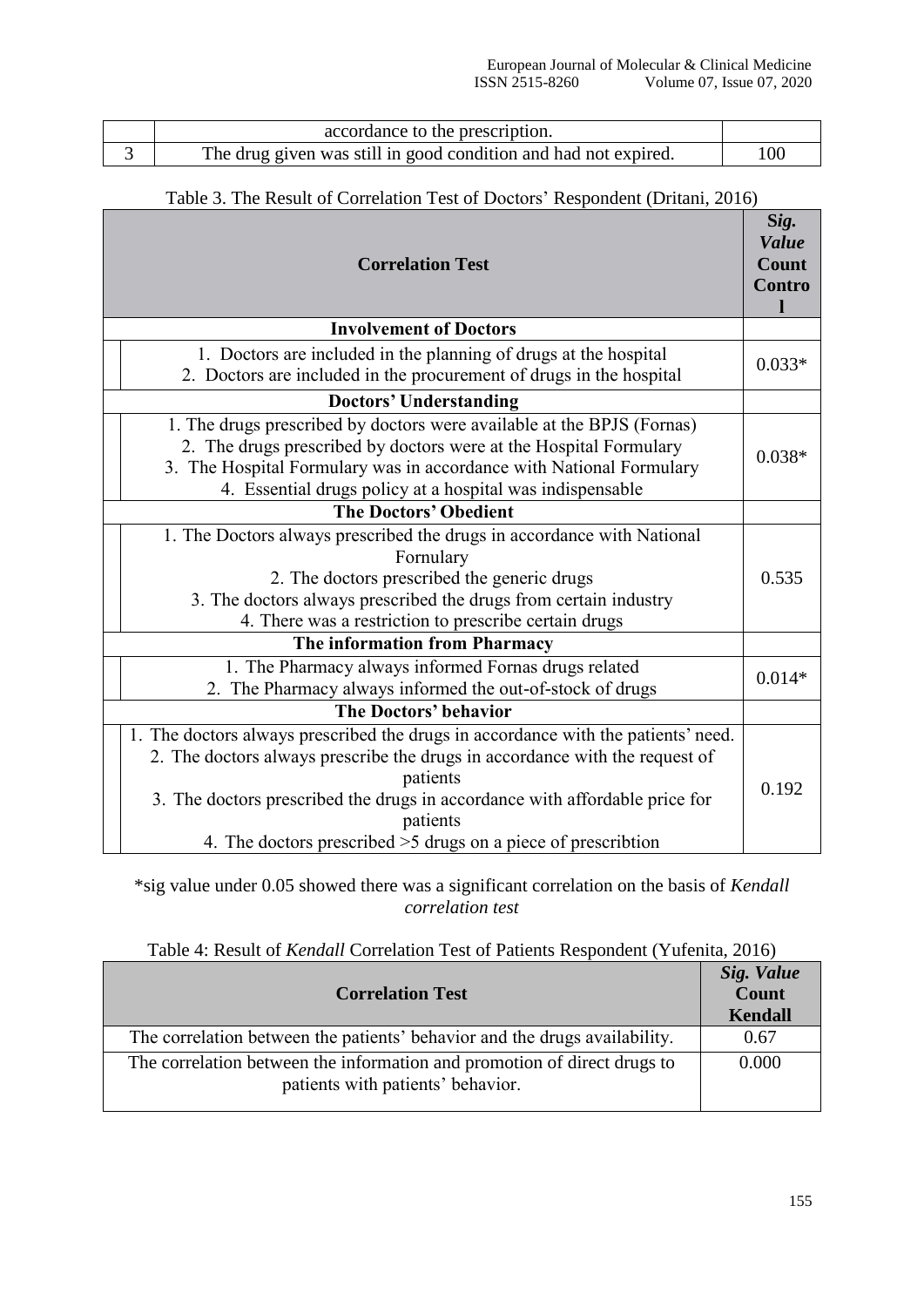| | | |
|---|---|---|
| | accordance to the prescription. | |
| 3 | The drug given was still in good condition and had not expired. | 100 |

Table 3. The Result of Correlation Test of Doctors' Respondent (Dritani, 2016)

| Correlation Test | ***Sig. Value* Count Control** |
|---|---|
| **Involvement of Doctors** | |
| 1. Doctors are included in the planning of drugs at the hospital<br>2. Doctors are included in the procurement of drugs in the hospital | 0.033* |
| **Doctors' Understanding** | |
| 1. The drugs prescribed by doctors were available at the BPJS (Fornas)<br>2. The drugs prescribed by doctors were at the Hospital Formulary<br>3. The Hospital Formulary was in accordance with National Formulary<br>4. Essential drugs policy at a hospital was indispensable | 0.038* |
| **The Doctors' Obedient** | |
| 1. The Doctors always prescribed the drugs in accordance with National Fornulary<br>2. The doctors prescribed the generic drugs<br>3. The doctors always prescribed the drugs from certain industry<br>4. There was a restriction to prescribe certain drugs | 0.535 |
| **The information from Pharmacy** | |
| 1. The Pharmacy always informed Fornas drugs related<br>2. The Pharmacy always informed the out-of-stock of drugs | 0.014* |
| **The Doctors' behavior** | |
| 1. The doctors always prescribed the drugs in accordance with the patients' need.<br>2. The doctors always prescribe the drugs in accordance with the request of patients<br>3. The doctors prescribed the drugs in accordance with affordable price for patients<br>4. The doctors prescribed >5 drugs on a piece of prescribtion | 0.192 |

*sig value under 0.05 showed there was a significant correlation on the basis of *Kendall correlation test*

Table 4: Result of *Kendall* Correlation Test of Patients Respondent (Yufenita, 2016)

| Correlation Test | ***Sig. Value* Count Kendall** |
|---|---|
| The correlation between the patients' behavior and the drugs availability. | 0.67 |
| The correlation between the information and promotion of direct drugs to patients with patients' behavior. | 0.000 |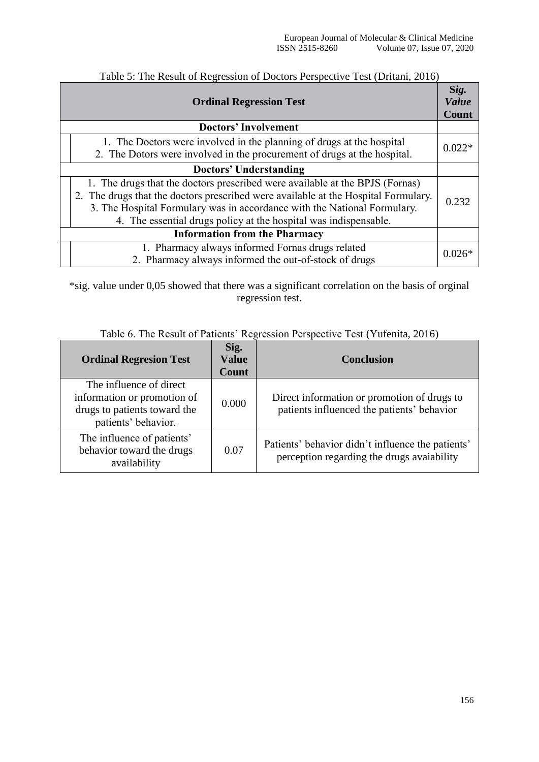Table 5: The Result of Regression of Doctors Perspective Test (Dritani, 2016)

| Ordinal Regression Test | Sig. Value Count |
|---|---|
| **Doctors' Involvement** | |
| 1. The Doctors were involved in the planning of drugs at the hospital<br>2. The Dotors were involved in the procurement of drugs at the hospital. | 0.022* |
| **Doctors' Understanding** | |
| 1. The drugs that the doctors prescribed were available at the BPJS (Fornas)<br>2. The drugs that the doctors prescribed were available at the Hospital Formulary.<br>3. The Hospital Formulary was in accordance with the National Formulary.<br>4. The essential drugs policy at the hospital was indispensable. | 0.232 |
| **Information from the Pharmacy** | |
| 1. Pharmacy always informed Fornas drugs related<br>2. Pharmacy always informed the out-of-stock of drugs | 0.026* |

*sig. value under 0,05 showed that there was a significant correlation on the basis of orginal regression test.

Table 6. The Result of Patients' Regression Perspective Test (Yufenita, 2016)

| Ordinal Regresion Test | Sig. Value Count | Conclusion |
|---|---|---|
| The influence of direct information or promotion of drugs to patients toward the patients' behavior. | 0.000 | Direct information or promotion of drugs to patients influenced the patients' behavior |
| The influence of patients' behavior toward the drugs availability | 0.07 | Patients' behavior didn't influence the patients' perception regarding the drugs avaiability |